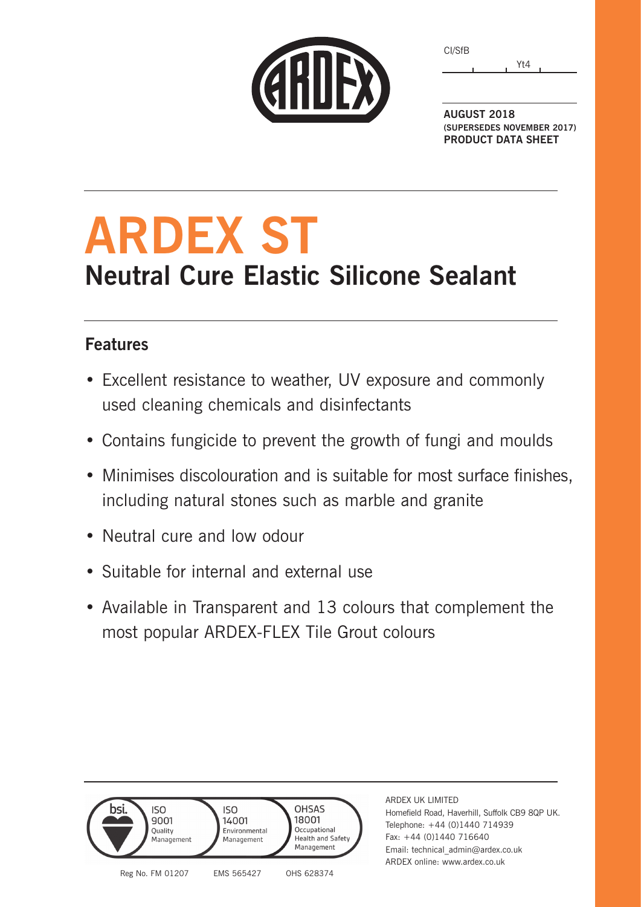CI/SfB

Yt4

**AUGUST 2018**
**(SUPERSEDES NOVEMBER 2017)**
**PRODUCT DATA SHEET**

# ARDEX ST

## Neutral Cure Elastic Silicone Sealant

### Features

- Excellent resistance to weather, UV exposure and commonly used cleaning chemicals and disinfectants
- Contains fungicide to prevent the growth of fungi and moulds
- Minimises discolouration and is suitable for most surface finishes, including natural stones such as marble and granite
- Neutral cure and low odour
- Suitable for internal and external use
- Available in Transparent and 13 colours that complement the most popular ARDEX-FLEX Tile Grout colours

bsi. ISO 9001 Quality Management — Reg No. FM 01207
ISO 14001 Environmental Management — EMS 565427
OHSAS 18001 Occupational Health and Safety Management — OHS 628374

ARDEX UK LIMITED
Homefield Road, Haverhill, Suffolk CB9 8QP UK.
Telephone: +44 (0)1440 714939
Fax: +44 (0)1440 716640
Email: technical_admin@ardex.co.uk
ARDEX online: www.ardex.co.uk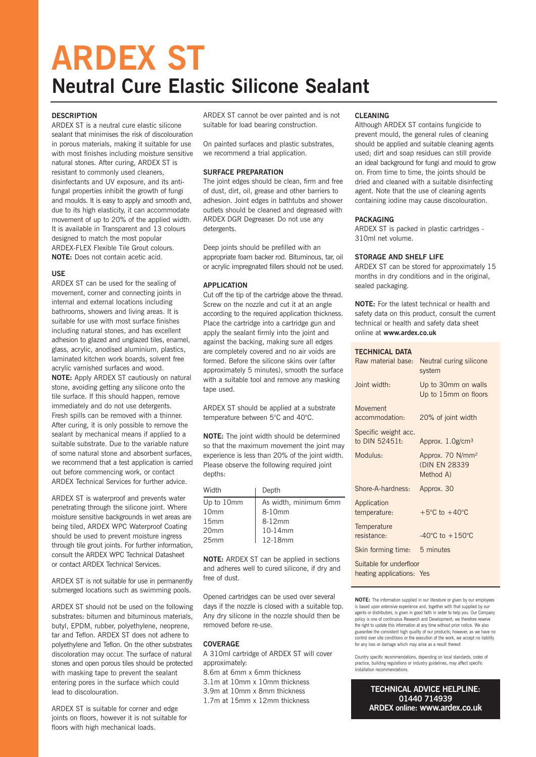# ARDEX ST

## Neutral Cure Elastic Silicone Sealant

### DESCRIPTION

ARDEX ST is a neutral cure elastic silicone sealant that minimises the risk of discolouration in porous materials, making it suitable for use with most finishes including moisture sensitive natural stones. After curing, ARDEX ST is resistant to commonly used cleaners, disinfectants and UV exposure, and its anti-fungal properties inhibit the growth of fungi and moulds. It is easy to apply and smooth and, due to its high elasticity, it can accommodate movement of up to 20% of the applied width. It is available in Transparent and 13 colours designed to match the most popular ARDEX-FLEX Flexible Tile Grout colours.
**NOTE:** Does not contain acetic acid.

### USE

ARDEX ST can be used for the sealing of movement, corner and connecting joints in internal and external locations including bathrooms, showers and living areas. It is suitable for use with most surface finishes including natural stones, and has excellent adhesion to glazed and unglazed tiles, enamel, glass, acrylic, anodised aluminium, plastics, laminated kitchen work boards, solvent free acrylic varnished surfaces and wood.
**NOTE:** Apply ARDEX ST cautiously on natural stone, avoiding getting any silicone onto the tile surface. If this should happen, remove immediately and do not use detergents. Fresh spills can be removed with a thinner. After curing, it is only possible to remove the sealant by mechanical means if applied to a suitable substrate. Due to the variable nature of some natural stone and absorbent surfaces, we recommend that a test application is carried out before commencing work, or contact ARDEX Technical Services for further advice.

ARDEX ST is waterproof and prevents water penetrating through the silicone joint. Where moisture sensitive backgrounds in wet areas are being tiled, ARDEX WPC Waterproof Coating should be used to prevent moisture ingress through tile grout joints. For further information, consult the ARDEX WPC Technical Datasheet or contact ARDEX Technical Services.

ARDEX ST is not suitable for use in permanently submerged locations such as swimming pools.

ARDEX ST should not be used on the following substrates: bitumen and bituminous materials, butyl, EPDM, rubber, polyethylene, neoprene, tar and Teflon. ARDEX ST does not adhere to polyethylene and Teflon. On the other substrates discoloration may occur. The surface of natural stones and open porous tiles should be protected with masking tape to prevent the sealant entering pores in the surface which could lead to discolouration.

ARDEX ST is suitable for corner and edge joints on floors, however it is not suitable for floors with high mechanical loads.

ARDEX ST cannot be over painted and is not suitable for load bearing construction.

On painted surfaces and plastic substrates, we recommend a trial application.

### SURFACE PREPARATION

The joint edges should be clean, firm and free of dust, dirt, oil, grease and other barriers to adhesion. Joint edges in bathtubs and shower outlets should be cleaned and degreased with ARDEX DGR Degreaser. Do not use any detergents.

Deep joints should be prefilled with an appropriate foam backer rod. Bituminous, tar, oil or acrylic impregnated fillers should not be used.

### APPLICATION

Cut off the tip of the cartridge above the thread. Screw on the nozzle and cut it at an angle according to the required application thickness. Place the cartridge into a cartridge gun and apply the sealant firmly into the joint and against the backing, making sure all edges are completely covered and no air voids are formed. Before the silicone skins over (after approximately 5 minutes), smooth the surface with a suitable tool and remove any masking tape used.

ARDEX ST should be applied at a substrate temperature between 5°C and 40°C.

**NOTE:** The joint width should be determined so that the maximum movement the joint may experience is less than 20% of the joint width. Please observe the following required joint depths:

| Width | Depth |
|---|---|
| Up to 10mm | As width, minimum 6mm |
| 10mm | 8-10mm |
| 15mm | 8-12mm |
| 20mm | 10-14mm |
| 25mm | 12-18mm |

**NOTE:** ARDEX ST can be applied in sections and adheres well to cured silicone, if dry and free of dust.

Opened cartridges can be used over several days if the nozzle is closed with a suitable top. Any dry silicone in the nozzle should then be removed before re-use.

### COVERAGE

A 310ml cartridge of ARDEX ST will cover approximately:
8.6m at 6mm x 6mm thickness
3.1m at 10mm x 10mm thickness
3.9m at 10mm x 8mm thickness
1.7m at 15mm x 12mm thickness

### CLEANING

Although ARDEX ST contains fungicide to prevent mould, the general rules of cleaning should be applied and suitable cleaning agents used; dirt and soap residues can still provide an ideal background for fungi and mould to grow on. From time to time, the joints should be dried and cleaned with a suitable disinfecting agent. Note that the use of cleaning agents containing iodine may cause discolouration.

### PACKAGING

ARDEX ST is packed in plastic cartridges - 310ml net volume.

### STORAGE AND SHELF LIFE

ARDEX ST can be stored for approximately 15 months in dry conditions and in the original, sealed packaging.

**NOTE:** For the latest technical or health and safety data on this product, consult the current technical or health and safety data sheet online at **www.ardex.co.uk**

### TECHNICAL DATA

| | |
|---|---|
| Raw material base: | Neutral curing silicone system |
| Joint width: | Up to 30mm on walls<br>Up to 15mm on floors |
| Movement accommodation: | 20% of joint width |
| Specific weight acc. to DIN 52451t: | Approx. 1.0g/cm$^3$ |
| Modulus: | Approx. 70 N/mm$^2$ (DIN EN 28339 Method A) |
| Shore-A-hardness: | Approx. 30 |
| Application temperature: | +5°C to +40°C |
| Temperature resistance: | -40°C to +150°C |
| Skin forming time: | 5 minutes |
| Suitable for underfloor heating applications: | Yes |

**NOTE:** The information supplied in our literature or given by our employees is based upon extensive experience and, together with that supplied by our agents or distributors, is given in good faith in order to help you. Our Company policy is one of continuous Research and Development; we therefore reserve the right to update this information at any time without prior notice. We also guarantee the consistent high quality of our products; however, as we have no control over site conditions or the execution of the work, we accept no liability for any loss or damage which may arise as a result thereof.

Country specific recommendations, depending on local standards, codes of practice, building regulations or industry guidelines, may affect specific installation recommendations.

**TECHNICAL ADVICE HELPLINE: 01440 714939**
**ARDEX online: www.ardex.co.uk**